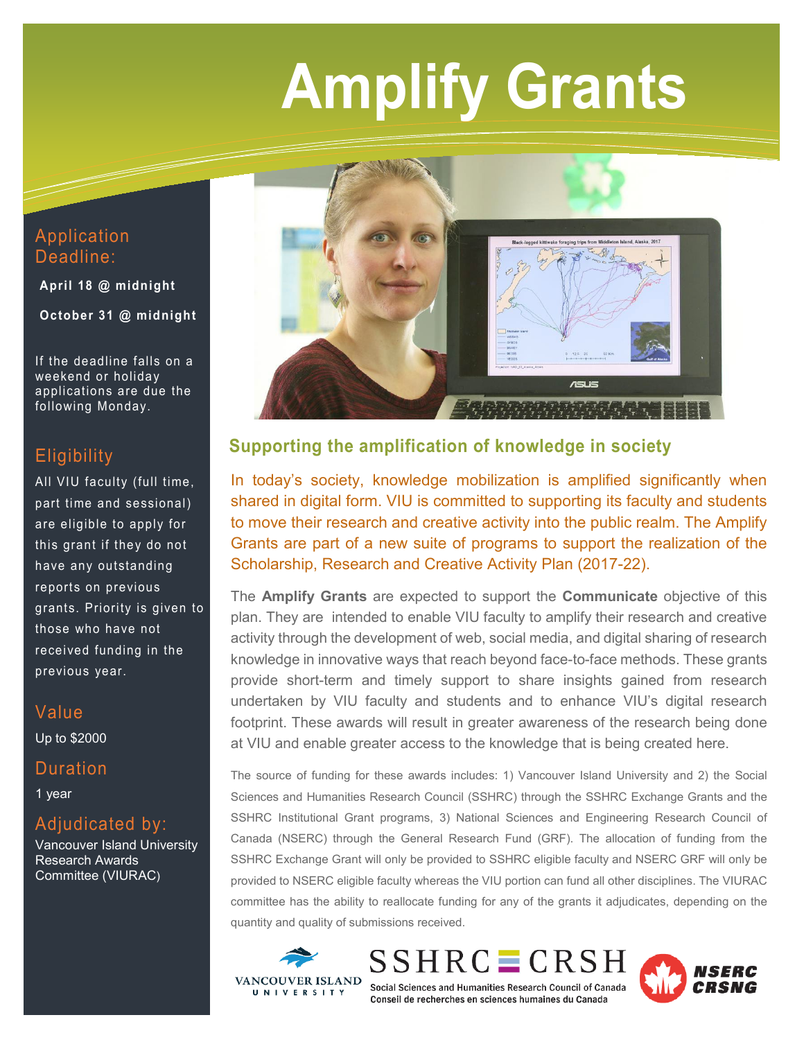# Amplify Grants

## Application Deadline:

**April 18 @ midnight**

**October 31 @ midnight**

If the deadline falls on a weekend or holiday applications are due the following Monday.

## Eligibility

All VIU faculty (full time, part time and sessional) are eligible to apply for this grant if they do not have any outstanding reports on previous grants. Priority is given to those who have not received funding in the previous year.

## Value

Up to $2000

## Duration

1 year

## Adjudicated by:

Vancouver Island University Research Awards Committee (VIURAC)

## Supporting the amplification of knowledge in society

In today's society, knowledge mobilization is amplified significantly when shared in digital form. VIU is committed to supporting its faculty and students to move their research and creative activity into the public realm. The Amplify Grants are part of a new suite of programs to support the realization of the Scholarship, Research and Creative Activity Plan (2017-22).

The **Amplify Grants** are expected to support the **Communicate** objective of this plan. They are intended to enable VIU faculty to amplify their research and creative activity through the development of web, social media, and digital sharing of research knowledge in innovative ways that reach beyond face-to-face methods. These grants provide short-term and timely support to share insights gained from research undertaken by VIU faculty and students and to enhance VIU's digital research footprint. These awards will result in greater awareness of the research being done at VIU and enable greater access to the knowledge that is being created here.

The source of funding for these awards includes: 1) Vancouver Island University and 2) the Social Sciences and Humanities Research Council (SSHRC) through the SSHRC Exchange Grants and the SSHRC Institutional Grant programs, 3) National Sciences and Engineering Research Council of Canada (NSERC) through the General Research Fund (GRF). The allocation of funding from the SSHRC Exchange Grant will only be provided to SSHRC eligible faculty and NSERC GRF will only be provided to NSERC eligible faculty whereas the VIU portion can fund all other disciplines. The VIURAC committee has the ability to reallocate funding for any of the grants it adjudicates, depending on the quantity and quality of submissions received.

VANCOUVER ISLAND UNIVERSITY

SSHRC CRSH
Social Sciences and Humanities Research Council of Canada
Conseil de recherches en sciences humaines du Canada

NSERC CRSNG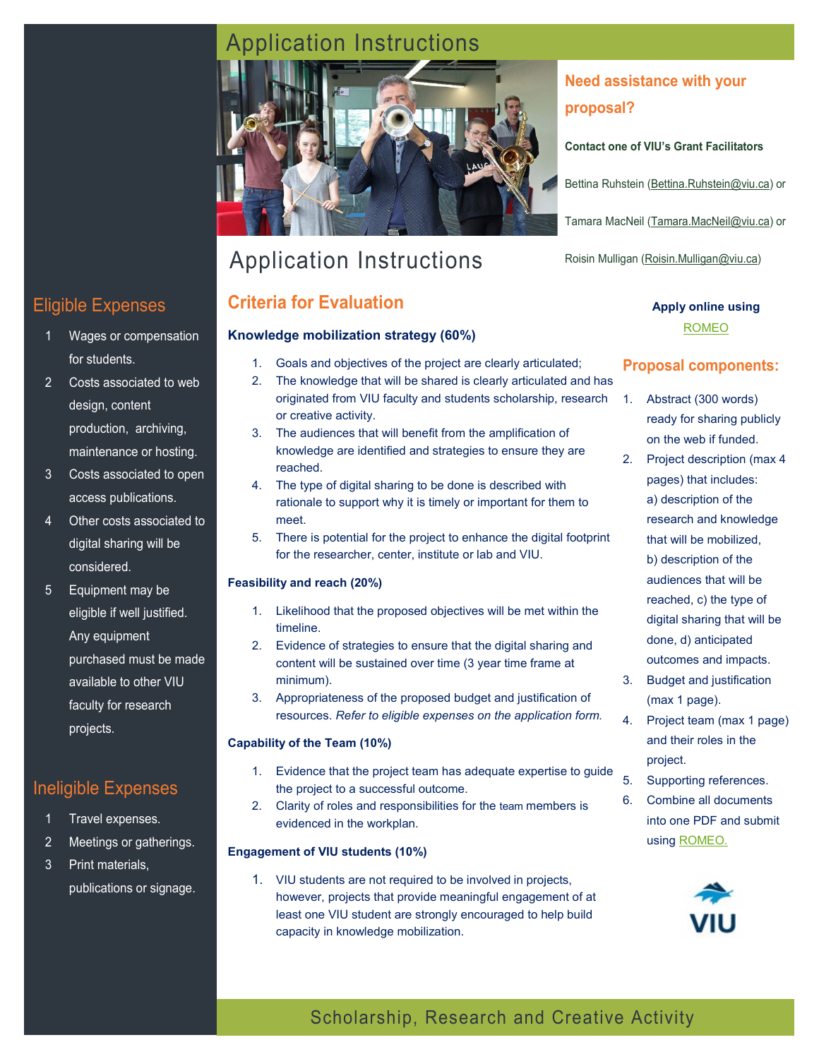# Application Instructions

## Need assistance with your proposal?

**Contact one of VIU's Grant Facilitators**

Bettina Ruhstein (Bettina.Ruhstein@viu.ca) or

Tamara MacNeil (Tamara.MacNeil@viu.ca) or

Roisin Mulligan (Roisin.Mulligan@viu.ca)

# Application Instructions

## Criteria for Evaluation

### Knowledge mobilization strategy (60%)

1. Goals and objectives of the project are clearly articulated;
2. The knowledge that will be shared is clearly articulated and has originated from VIU faculty and students scholarship, research or creative activity.
3. The audiences that will benefit from the amplification of knowledge are identified and strategies to ensure they are reached.
4. The type of digital sharing to be done is described with rationale to support why it is timely or important for them to meet.
5. There is potential for the project to enhance the digital footprint for the researcher, center, institute or lab and VIU.

### Feasibility and reach (20%)

1. Likelihood that the proposed objectives will be met within the timeline.
2. Evidence of strategies to ensure that the digital sharing and content will be sustained over time (3 year time frame at minimum).
3. Appropriateness of the proposed budget and justification of resources. *Refer to eligible expenses on the application form.*

### Capability of the Team (10%)

1. Evidence that the project team has adequate expertise to guide the project to a successful outcome.
2. Clarity of roles and responsibilities for the team members is evidenced in the workplan.

### Engagement of VIU students (10%)

1. VIU students are not required to be involved in projects, however, projects that provide meaningful engagement of at least one VIU student are strongly encouraged to help build capacity in knowledge mobilization.

**Apply online using**
ROMEO

## Proposal components:

1. Abstract (300 words) ready for sharing publicly on the web if funded.
2. Project description (max 4 pages) that includes: a) description of the research and knowledge that will be mobilized, b) description of the audiences that will be reached, c) the type of digital sharing that will be done, d) anticipated outcomes and impacts.
3. Budget and justification (max 1 page).
4. Project team (max 1 page) and their roles in the project.
5. Supporting references.
6. Combine all documents into one PDF and submit using ROMEO.

## Eligible Expenses

1. Wages or compensation for students.
2. Costs associated to web design, content production, archiving, maintenance or hosting.
3. Costs associated to open access publications.
4. Other costs associated to digital sharing will be considered.
5. Equipment may be eligible if well justified. Any equipment purchased must be made available to other VIU faculty for research projects.

## Ineligible Expenses

1. Travel expenses.
2. Meetings or gatherings.
3. Print materials, publications or signage.

Scholarship, Research and Creative Activity